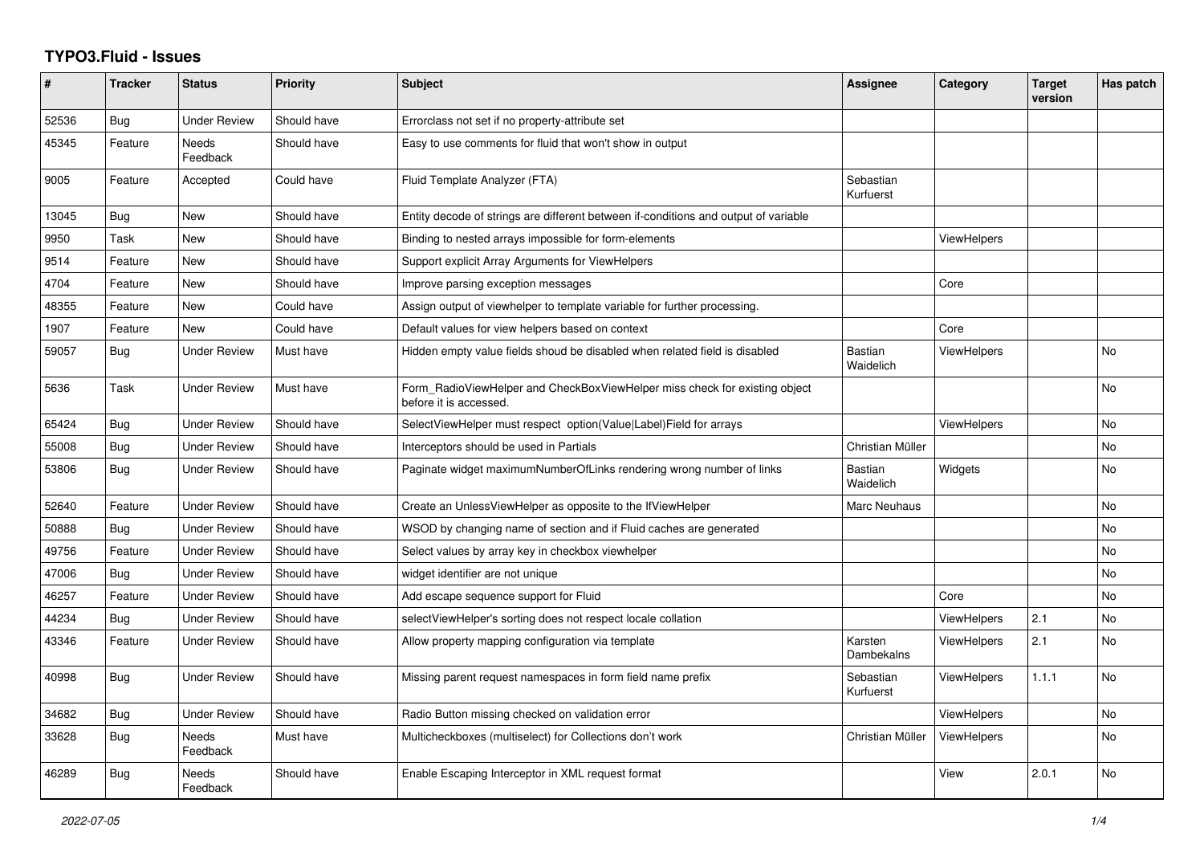# TYPO3.Fluid - Issues

| # | Tracker | Status | Priority | Subject | Assignee | Category | Target version | Has patch |
|---|---|---|---|---|---|---|---|---|
| 52536 | Bug | Under Review | Should have | Errorclass not set if no property-attribute set | | | | |
| 45345 | Feature | Needs Feedback | Should have | Easy to use comments for fluid that won't show in output | | | | |
| 9005 | Feature | Accepted | Could have | Fluid Template Analyzer (FTA) | Sebastian Kurfuerst | | | |
| 13045 | Bug | New | Should have | Entity decode of strings are different between if-conditions and output of variable | | | | |
| 9950 | Task | New | Should have | Binding to nested arrays impossible for form-elements | | ViewHelpers | | |
| 9514 | Feature | New | Should have | Support explicit Array Arguments for ViewHelpers | | | | |
| 4704 | Feature | New | Should have | Improve parsing exception messages | | Core | | |
| 48355 | Feature | New | Could have | Assign output of viewhelper to template variable for further processing. | | | | |
| 1907 | Feature | New | Could have | Default values for view helpers based on context | | Core | | |
| 59057 | Bug | Under Review | Must have | Hidden empty value fields shoud be disabled when related field is disabled | Bastian Waidelich | ViewHelpers | | No |
| 5636 | Task | Under Review | Must have | Form_RadioViewHelper and CheckBoxViewHelper miss check for existing object before it is accessed. | | | | No |
| 65424 | Bug | Under Review | Should have | SelectViewHelper must respect option(Value\|Label)Field for arrays | | ViewHelpers | | No |
| 55008 | Bug | Under Review | Should have | Interceptors should be used in Partials | Christian Müller | | | No |
| 53806 | Bug | Under Review | Should have | Paginate widget maximumNumberOfLinks rendering wrong number of links | Bastian Waidelich | Widgets | | No |
| 52640 | Feature | Under Review | Should have | Create an UnlessViewHelper as opposite to the IfViewHelper | Marc Neuhaus | | | No |
| 50888 | Bug | Under Review | Should have | WSOD by changing name of section and if Fluid caches are generated | | | | No |
| 49756 | Feature | Under Review | Should have | Select values by array key in checkbox viewhelper | | | | No |
| 47006 | Bug | Under Review | Should have | widget identifier are not unique | | | | No |
| 46257 | Feature | Under Review | Should have | Add escape sequence support for Fluid | | Core | | No |
| 44234 | Bug | Under Review | Should have | selectViewHelper's sorting does not respect locale collation | | ViewHelpers | 2.1 | No |
| 43346 | Feature | Under Review | Should have | Allow property mapping configuration via template | Karsten Dambekalns | ViewHelpers | 2.1 | No |
| 40998 | Bug | Under Review | Should have | Missing parent request namespaces in form field name prefix | Sebastian Kurfuerst | ViewHelpers | 1.1.1 | No |
| 34682 | Bug | Under Review | Should have | Radio Button missing checked on validation error | | ViewHelpers | | No |
| 33628 | Bug | Needs Feedback | Must have | Multicheckboxes (multiselect) for Collections don't work | Christian Müller | ViewHelpers | | No |
| 46289 | Bug | Needs Feedback | Should have | Enable Escaping Interceptor in XML request format | | View | 2.0.1 | No |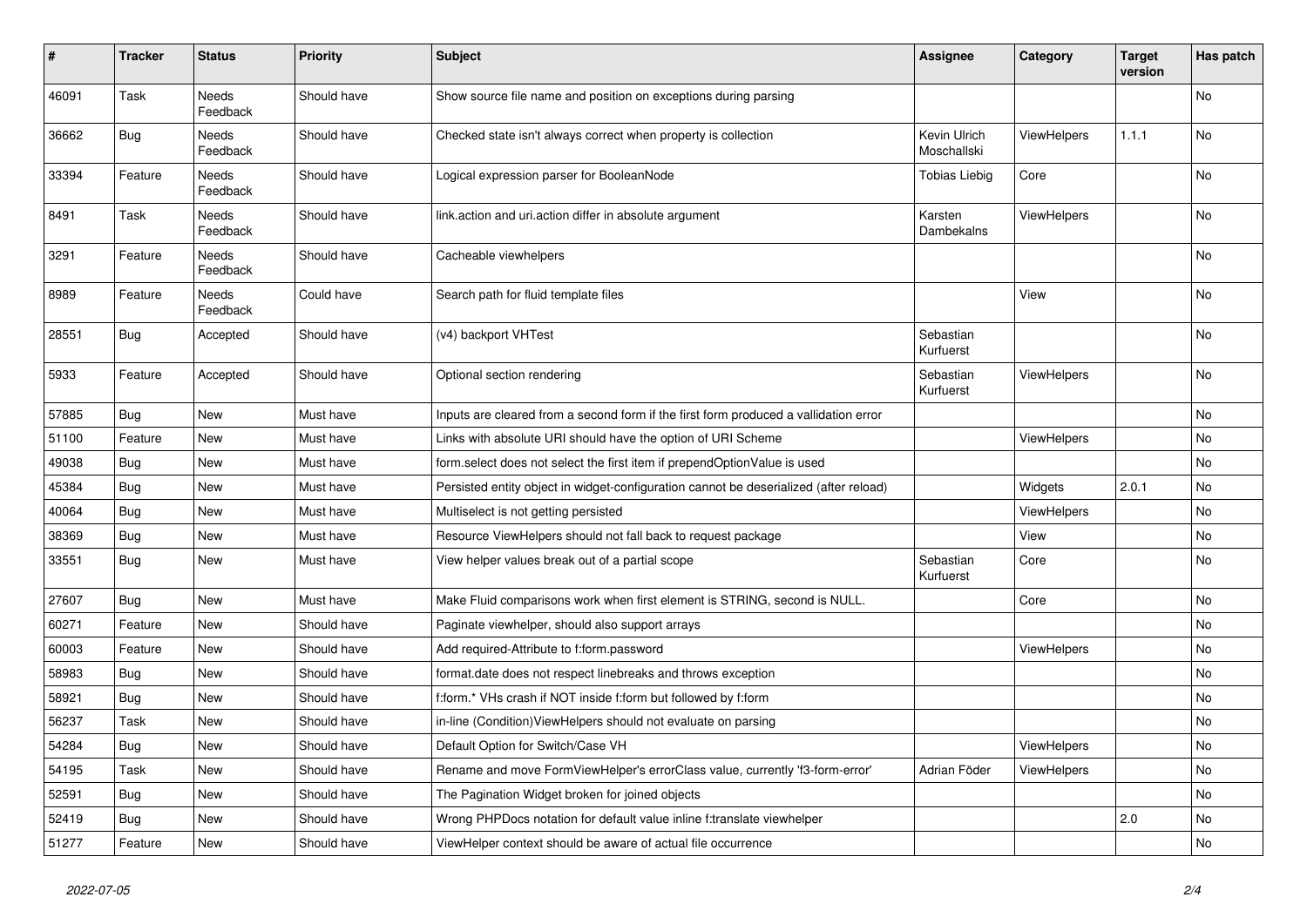| # | Tracker | Status | Priority | Subject | Assignee | Category | Target version | Has patch |
|---|---|---|---|---|---|---|---|---|
| 46091 | Task | Needs Feedback | Should have | Show source file name and position on exceptions during parsing | | | | No |
| 36662 | Bug | Needs Feedback | Should have | Checked state isn't always correct when property is collection | Kevin Ulrich Moschallski | ViewHelpers | 1.1.1 | No |
| 33394 | Feature | Needs Feedback | Should have | Logical expression parser for BooleanNode | Tobias Liebig | Core | | No |
| 8491 | Task | Needs Feedback | Should have | link.action and uri.action differ in absolute argument | Karsten Dambekalns | ViewHelpers | | No |
| 3291 | Feature | Needs Feedback | Should have | Cacheable viewhelpers | | | | No |
| 8989 | Feature | Needs Feedback | Could have | Search path for fluid template files | | View | | No |
| 28551 | Bug | Accepted | Should have | (v4) backport VHTest | Sebastian Kurfuerst | | | No |
| 5933 | Feature | Accepted | Should have | Optional section rendering | Sebastian Kurfuerst | ViewHelpers | | No |
| 57885 | Bug | New | Must have | Inputs are cleared from a second form if the first form produced a vallidation error | | | | No |
| 51100 | Feature | New | Must have | Links with absolute URI should have the option of URI Scheme | | ViewHelpers | | No |
| 49038 | Bug | New | Must have | form.select does not select the first item if prependOptionValue is used | | | | No |
| 45384 | Bug | New | Must have | Persisted entity object in widget-configuration cannot be deserialized (after reload) | | Widgets | 2.0.1 | No |
| 40064 | Bug | New | Must have | Multiselect is not getting persisted | | ViewHelpers | | No |
| 38369 | Bug | New | Must have | Resource ViewHelpers should not fall back to request package | | View | | No |
| 33551 | Bug | New | Must have | View helper values break out of a partial scope | Sebastian Kurfuerst | Core | | No |
| 27607 | Bug | New | Must have | Make Fluid comparisons work when first element is STRING, second is NULL. | | Core | | No |
| 60271 | Feature | New | Should have | Paginate viewhelper, should also support arrays | | | | No |
| 60003 | Feature | New | Should have | Add required-Attribute to f:form.password | | ViewHelpers | | No |
| 58983 | Bug | New | Should have | format.date does not respect linebreaks and throws exception | | | | No |
| 58921 | Bug | New | Should have | f:form.* VHs crash if NOT inside f:form but followed by f:form | | | | No |
| 56237 | Task | New | Should have | in-line (Condition)ViewHelpers should not evaluate on parsing | | | | No |
| 54284 | Bug | New | Should have | Default Option for Switch/Case VH | | ViewHelpers | | No |
| 54195 | Task | New | Should have | Rename and move FormViewHelper's errorClass value, currently 'f3-form-error' | Adrian Föder | ViewHelpers | | No |
| 52591 | Bug | New | Should have | The Pagination Widget broken for joined objects | | | | No |
| 52419 | Bug | New | Should have | Wrong PHPDocs notation for default value inline f:translate viewhelper | | | 2.0 | No |
| 51277 | Feature | New | Should have | ViewHelper context should be aware of actual file occurrence | | | | No |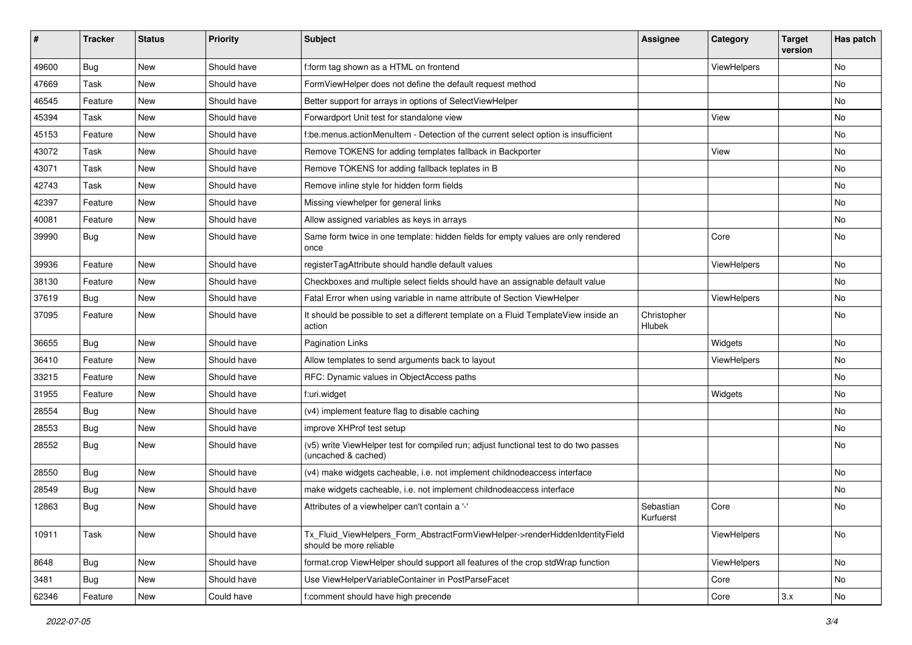| # | Tracker | Status | Priority | Subject | Assignee | Category | Target version | Has patch |
|---|---|---|---|---|---|---|---|---|
| 49600 | Bug | New | Should have | f:form tag shown as a HTML on frontend | | ViewHelpers | | No |
| 47669 | Task | New | Should have | FormViewHelper does not define the default request method | | | | No |
| 46545 | Feature | New | Should have | Better support for arrays in options of SelectViewHelper | | | | No |
| 45394 | Task | New | Should have | Forwardport Unit test for standalone view | | View | | No |
| 45153 | Feature | New | Should have | f:be.menus.actionMenuItem - Detection of the current select option is insufficient | | | | No |
| 43072 | Task | New | Should have | Remove TOKENS for adding templates fallback in Backporter | | View | | No |
| 43071 | Task | New | Should have | Remove TOKENS for adding fallback teplates in B | | | | No |
| 42743 | Task | New | Should have | Remove inline style for hidden form fields | | | | No |
| 42397 | Feature | New | Should have | Missing viewhelper for general links | | | | No |
| 40081 | Feature | New | Should have | Allow assigned variables as keys in arrays | | | | No |
| 39990 | Bug | New | Should have | Same form twice in one template: hidden fields for empty values are only rendered once | | Core | | No |
| 39936 | Feature | New | Should have | registerTagAttribute should handle default values | | ViewHelpers | | No |
| 38130 | Feature | New | Should have | Checkboxes and multiple select fields should have an assignable default value | | | | No |
| 37619 | Bug | New | Should have | Fatal Error when using variable in name attribute of Section ViewHelper | | ViewHelpers | | No |
| 37095 | Feature | New | Should have | It should be possible to set a different template on a Fluid TemplateView inside an action | Christopher Hlubek | | | No |
| 36655 | Bug | New | Should have | Pagination Links | | Widgets | | No |
| 36410 | Feature | New | Should have | Allow templates to send arguments back to layout | | ViewHelpers | | No |
| 33215 | Feature | New | Should have | RFC: Dynamic values in ObjectAccess paths | | | | No |
| 31955 | Feature | New | Should have | f:uri.widget | | Widgets | | No |
| 28554 | Bug | New | Should have | (v4) implement feature flag to disable caching | | | | No |
| 28553 | Bug | New | Should have | improve XHProf test setup | | | | No |
| 28552 | Bug | New | Should have | (v5) write ViewHelper test for compiled run; adjust functional test to do two passes (uncached & cached) | | | | No |
| 28550 | Bug | New | Should have | (v4) make widgets cacheable, i.e. not implement childnodeaccess interface | | | | No |
| 28549 | Bug | New | Should have | make widgets cacheable, i.e. not implement childnodeaccess interface | | | | No |
| 12863 | Bug | New | Should have | Attributes of a viewhelper can't contain a '-' | Sebastian Kurfuerst | Core | | No |
| 10911 | Task | New | Should have | Tx_Fluid_ViewHelpers_Form_AbstractFormViewHelper->renderHiddenIdentityField should be more reliable | | ViewHelpers | | No |
| 8648 | Bug | New | Should have | format.crop ViewHelper should support all features of the crop stdWrap function | | ViewHelpers | | No |
| 3481 | Bug | New | Should have | Use ViewHelperVariableContainer in PostParseFacet | | Core | | No |
| 62346 | Feature | New | Could have | f:comment should have high precende | | Core | 3.x | No |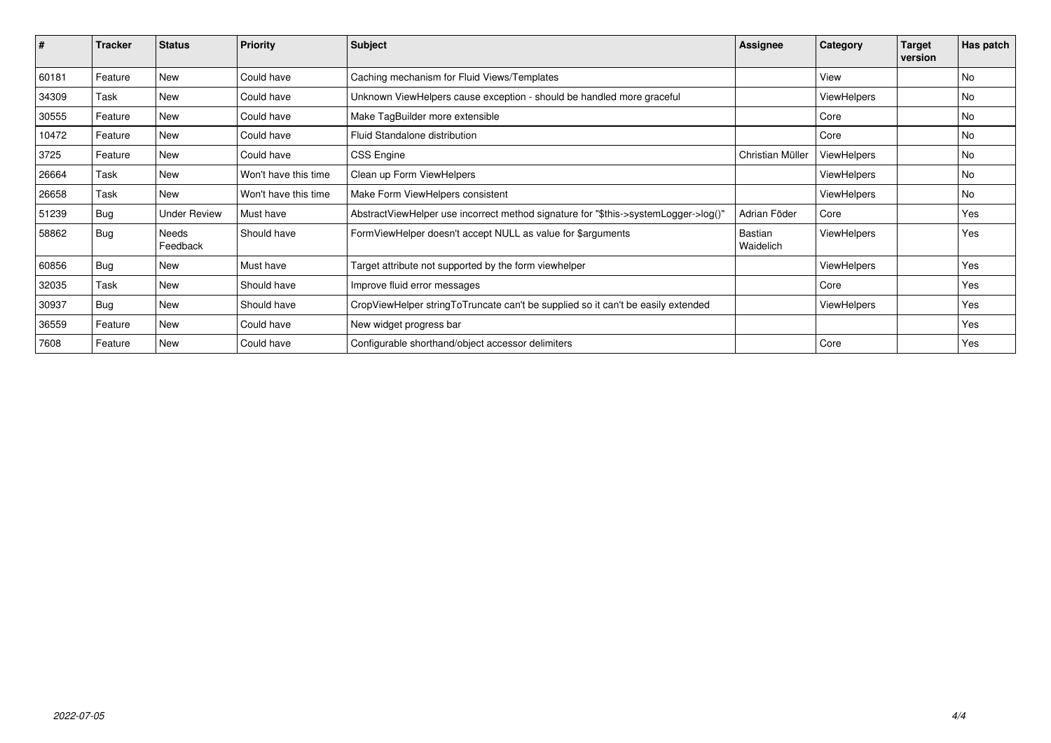| # | Tracker | Status | Priority | Subject | Assignee | Category | Target version | Has patch |
|---|---|---|---|---|---|---|---|---|
| 60181 | Feature | New | Could have | Caching mechanism for Fluid Views/Templates | | View | | No |
| 34309 | Task | New | Could have | Unknown ViewHelpers cause exception - should be handled more graceful | | ViewHelpers | | No |
| 30555 | Feature | New | Could have | Make TagBuilder more extensible | | Core | | No |
| 10472 | Feature | New | Could have | Fluid Standalone distribution | | Core | | No |
| 3725 | Feature | New | Could have | CSS Engine | Christian Müller | ViewHelpers | | No |
| 26664 | Task | New | Won't have this time | Clean up Form ViewHelpers | | ViewHelpers | | No |
| 26658 | Task | New | Won't have this time | Make Form ViewHelpers consistent | | ViewHelpers | | No |
| 51239 | Bug | Under Review | Must have | AbstractViewHelper use incorrect method signature for "$this->systemLogger->log()" | Adrian Föder | Core | | Yes |
| 58862 | Bug | Needs Feedback | Should have | FormViewHelper doesn't accept NULL as value for $arguments | Bastian Waidelich | ViewHelpers | | Yes |
| 60856 | Bug | New | Must have | Target attribute not supported by the form viewhelper | | ViewHelpers | | Yes |
| 32035 | Task | New | Should have | Improve fluid error messages | | Core | | Yes |
| 30937 | Bug | New | Should have | CropViewHelper stringToTruncate can't be supplied so it can't be easily extended | | ViewHelpers | | Yes |
| 36559 | Feature | New | Could have | New widget progress bar | | | | Yes |
| 7608 | Feature | New | Could have | Configurable shorthand/object accessor delimiters | | Core | | Yes |